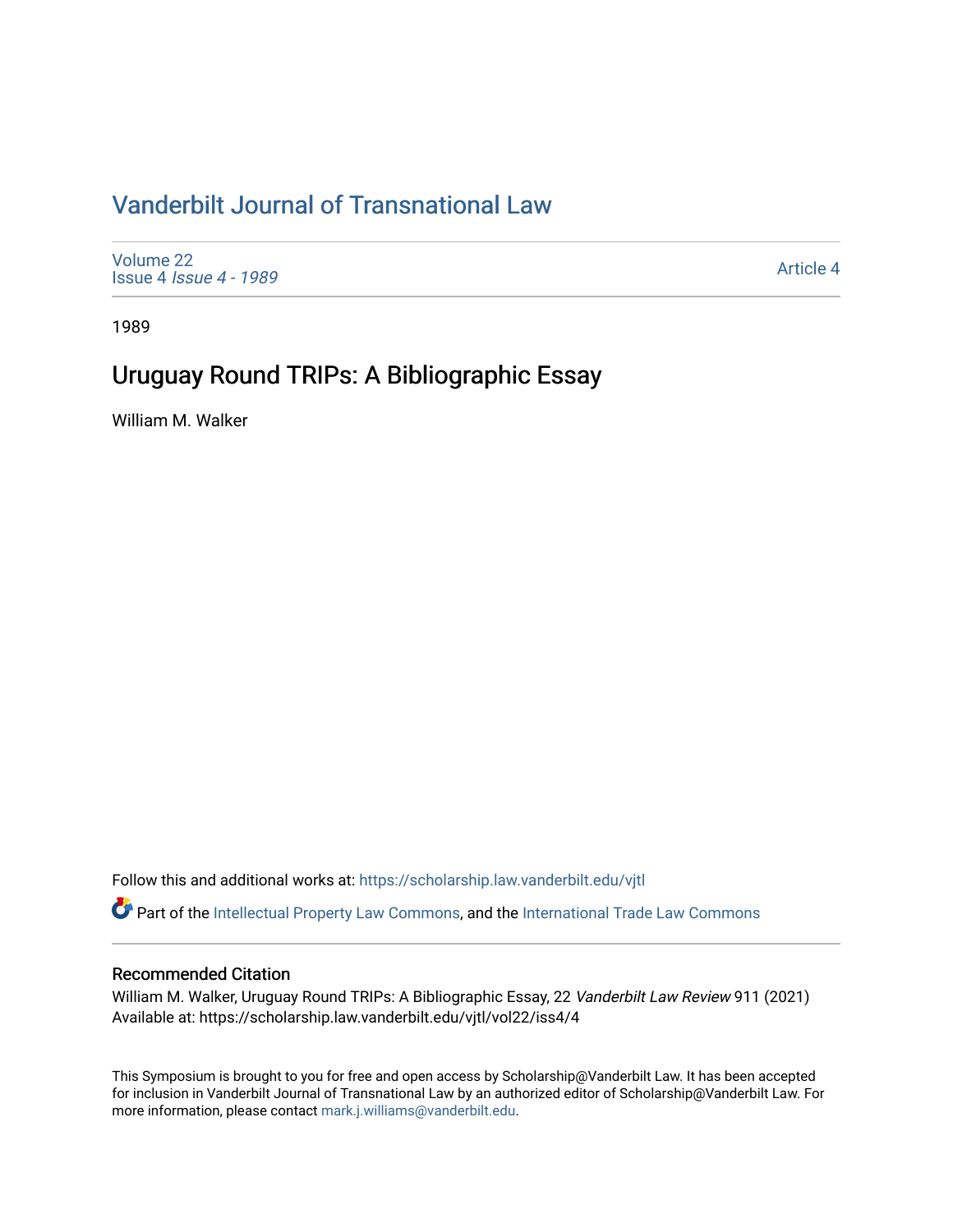# Vanderbilt Journal of Transnational Law

Volume 22
Issue 4 *Issue 4 - 1989*

Article 4

1989

## Uruguay Round TRIPs: A Bibliographic Essay

William M. Walker

Follow this and additional works at: https://scholarship.law.vanderbilt.edu/vjtl

Part of the Intellectual Property Law Commons, and the International Trade Law Commons

### Recommended Citation

William M. Walker, Uruguay Round TRIPs: A Bibliographic Essay, 22 *Vanderbilt Law Review* 911 (2021)
Available at: https://scholarship.law.vanderbilt.edu/vjtl/vol22/iss4/4

This Symposium is brought to you for free and open access by Scholarship@Vanderbilt Law. It has been accepted for inclusion in Vanderbilt Journal of Transnational Law by an authorized editor of Scholarship@Vanderbilt Law. For more information, please contact mark.j.williams@vanderbilt.edu.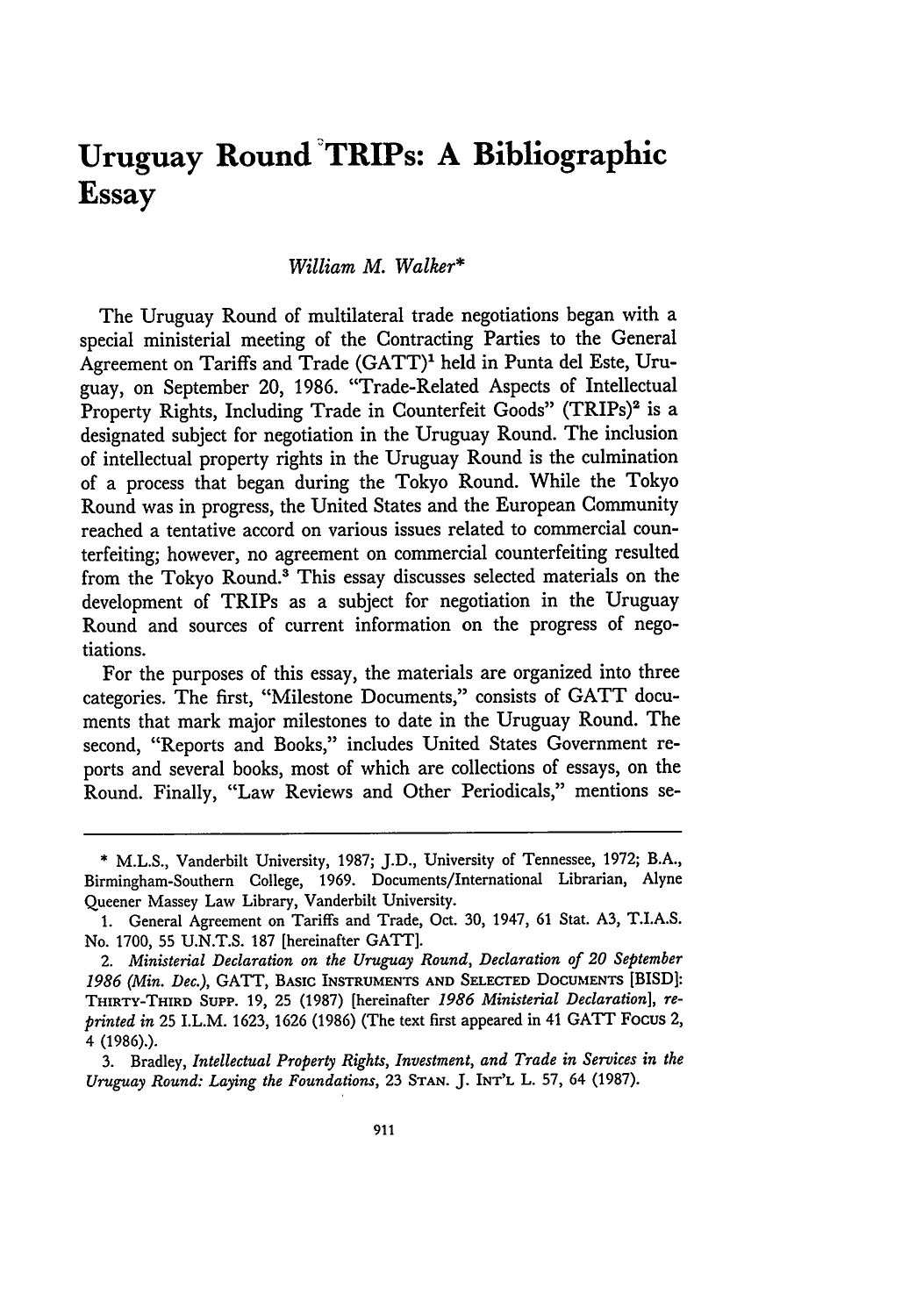# Uruguay Round TRIPs: A Bibliographic Essay

*William M. Walker**

The Uruguay Round of multilateral trade negotiations began with a special ministerial meeting of the Contracting Parties to the General Agreement on Tariffs and Trade (GATT)[1] held in Punta del Este, Uruguay, on September 20, 1986. "Trade-Related Aspects of Intellectual Property Rights, Including Trade in Counterfeit Goods" (TRIPs)[2] is a designated subject for negotiation in the Uruguay Round. The inclusion of intellectual property rights in the Uruguay Round is the culmination of a process that began during the Tokyo Round. While the Tokyo Round was in progress, the United States and the European Community reached a tentative accord on various issues related to commercial counterfeiting; however, no agreement on commercial counterfeiting resulted from the Tokyo Round.[3] This essay discusses selected materials on the development of TRIPs as a subject for negotiation in the Uruguay Round and sources of current information on the progress of negotiations.

For the purposes of this essay, the materials are organized into three categories. The first, "Milestone Documents," consists of GATT documents that mark major milestones to date in the Uruguay Round. The second, "Reports and Books," includes United States Government reports and several books, most of which are collections of essays, on the Round. Finally, "Law Reviews and Other Periodicals," mentions se-

---

\* M.L.S., Vanderbilt University, 1987; J.D., University of Tennessee, 1972; B.A., Birmingham-Southern College, 1969. Documents/International Librarian, Alyne Queener Massey Law Library, Vanderbilt University.

1. General Agreement on Tariffs and Trade, Oct. 30, 1947, 61 Stat. A3, T.I.A.S. No. 1700, 55 U.N.T.S. 187 [hereinafter GATT].

2. *Ministerial Declaration on the Uruguay Round, Declaration of 20 September 1986 (Min. Dec.)*, GATT, BASIC INSTRUMENTS AND SELECTED DOCUMENTS [BISD]: THIRTY-THIRD SUPP. 19, 25 (1987) [hereinafter *1986 Ministerial Declaration*], *reprinted in* 25 I.L.M. 1623, 1626 (1986) (The text first appeared in 41 GATT FOCUS 2, 4 (1986).).

3. Bradley, *Intellectual Property Rights, Investment, and Trade in Services in the Uruguay Round: Laying the Foundations*, 23 STAN. J. INT'L L. 57, 64 (1987).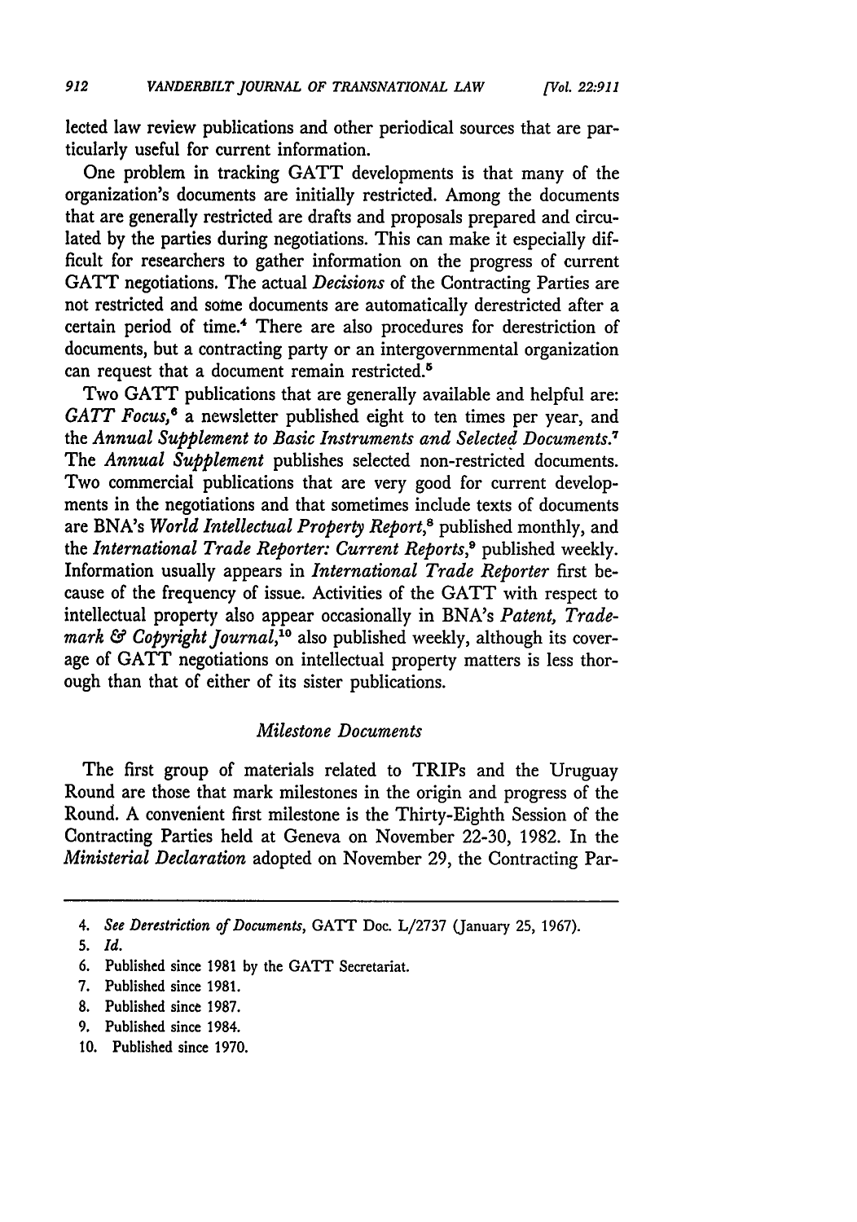lected law review publications and other periodical sources that are particularly useful for current information.

One problem in tracking GATT developments is that many of the organization's documents are initially restricted. Among the documents that are generally restricted are drafts and proposals prepared and circulated by the parties during negotiations. This can make it especially difficult for researchers to gather information on the progress of current GATT negotiations. The actual *Decisions* of the Contracting Parties are not restricted and some documents are automatically derestricted after a certain period of time.[4] There are also procedures for derestriction of documents, but a contracting party or an intergovernmental organization can request that a document remain restricted.[5]

Two GATT publications that are generally available and helpful are: *GATT Focus*,[6] a newsletter published eight to ten times per year, and the *Annual Supplement to Basic Instruments and Selected Documents*.[7] The *Annual Supplement* publishes selected non-restricted documents. Two commercial publications that are very good for current developments in the negotiations and that sometimes include texts of documents are BNA's *World Intellectual Property Report*,[8] published monthly, and the *International Trade Reporter: Current Reports*,[9] published weekly. Information usually appears in *International Trade Reporter* first because of the frequency of issue. Activities of the GATT with respect to intellectual property also appear occasionally in BNA's *Patent, Trademark & Copyright Journal*,[10] also published weekly, although its coverage of GATT negotiations on intellectual property matters is less thorough than that of either of its sister publications.

### *Milestone Documents*

The first group of materials related to TRIPs and the Uruguay Round are those that mark milestones in the origin and progress of the Round. A convenient first milestone is the Thirty-Eighth Session of the Contracting Parties held at Geneva on November 22-30, 1982. In the *Ministerial Declaration* adopted on November 29, the Contracting Par-

---

4. *See Derestriction of Documents*, GATT Doc. L/2737 (January 25, 1967).
5. *Id.*
6. Published since 1981 by the GATT Secretariat.
7. Published since 1981.
8. Published since 1987.
9. Published since 1984.
10. Published since 1970.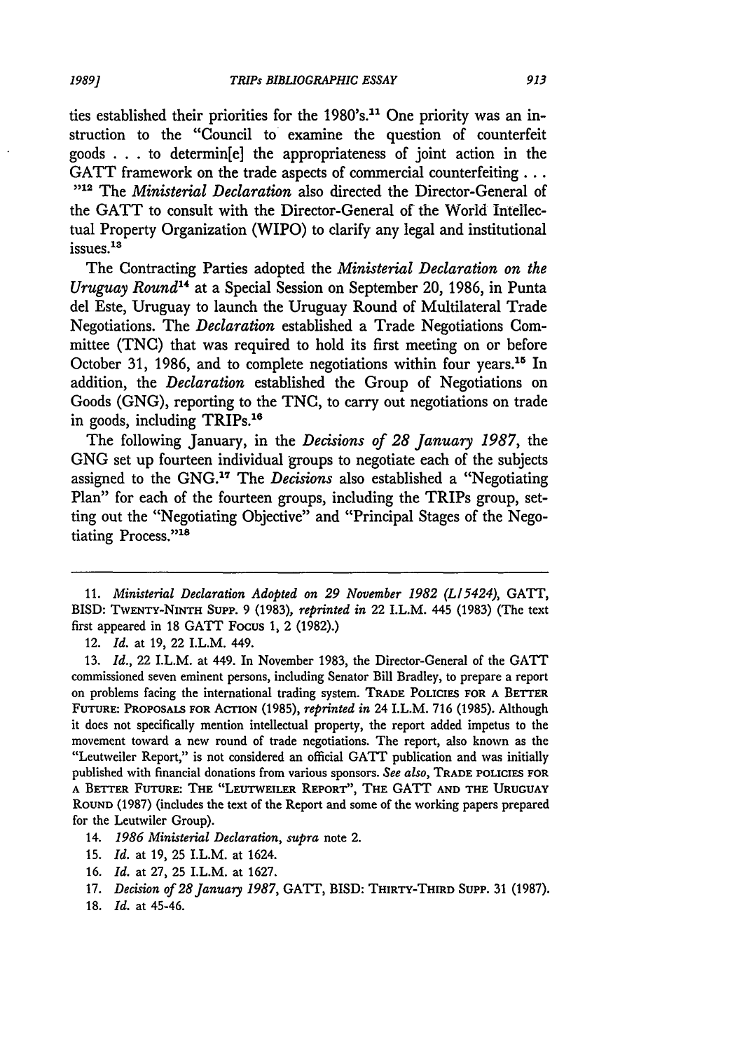ties established their priorities for the 1980's.[11] One priority was an instruction to the "Council to examine the question of counterfeit goods . . . to determin[e] the appropriateness of joint action in the GATT framework on the trade aspects of commercial counterfeiting . . . "[12] The *Ministerial Declaration* also directed the Director-General of the GATT to consult with the Director-General of the World Intellectual Property Organization (WIPO) to clarify any legal and institutional issues.[13]

The Contracting Parties adopted the *Ministerial Declaration on the Uruguay Round*[14] at a Special Session on September 20, 1986, in Punta del Este, Uruguay to launch the Uruguay Round of Multilateral Trade Negotiations. The *Declaration* established a Trade Negotiations Committee (TNC) that was required to hold its first meeting on or before October 31, 1986, and to complete negotiations within four years.[15] In addition, the *Declaration* established the Group of Negotiations on Goods (GNG), reporting to the TNC, to carry out negotiations on trade in goods, including TRIPs.[16]

The following January, in the *Decisions of 28 January 1987*, the GNG set up fourteen individual groups to negotiate each of the subjects assigned to the GNG.[17] The *Decisions* also established a "Negotiating Plan" for each of the fourteen groups, including the TRIPs group, setting out the "Negotiating Objective" and "Principal Stages of the Negotiating Process."[18]

---

11. *Ministerial Declaration Adopted on 29 November 1982 (L/5424)*, GATT, BISD: TWENTY-NINTH SUPP. 9 (1983), *reprinted in* 22 I.L.M. 445 (1983) (The text first appeared in 18 GATT FOCUS 1, 2 (1982).)

12. *Id.* at 19, 22 I.L.M. 449.

13. *Id.*, 22 I.L.M. at 449. In November 1983, the Director-General of the GATT commissioned seven eminent persons, including Senator Bill Bradley, to prepare a report on problems facing the international trading system. TRADE POLICIES FOR A BETTER FUTURE: PROPOSALS FOR ACTION (1985), *reprinted in* 24 I.L.M. 716 (1985). Although it does not specifically mention intellectual property, the report added impetus to the movement toward a new round of trade negotiations. The report, also known as the "Leutweiler Report," is not considered an official GATT publication and was initially published with financial donations from various sponsors. *See also*, TRADE POLICIES FOR A BETTER FUTURE: THE "LEUTWEILER REPORT", THE GATT AND THE URUGUAY ROUND (1987) (includes the text of the Report and some of the working papers prepared for the Leutwiler Group).

14. *1986 Ministerial Declaration, supra* note 2.

15. *Id.* at 19, 25 I.L.M. at 1624.

16. *Id.* at 27, 25 I.L.M. at 1627.

17. *Decision of 28 January 1987*, GATT, BISD: THIRTY-THIRD SUPP. 31 (1987).

18. *Id.* at 45-46.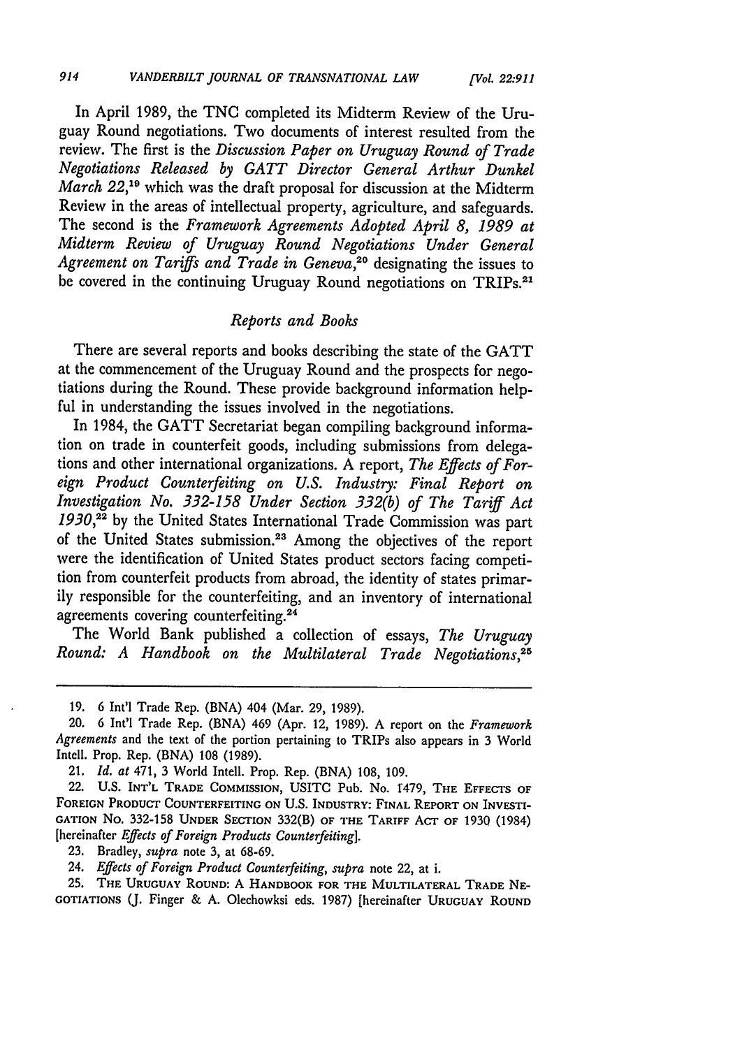In April 1989, the TNC completed its Midterm Review of the Uruguay Round negotiations. Two documents of interest resulted from the review. The first is the *Discussion Paper on Uruguay Round of Trade Negotiations Released by GATT Director General Arthur Dunkel March 22*,[19] which was the draft proposal for discussion at the Midterm Review in the areas of intellectual property, agriculture, and safeguards. The second is the *Framework Agreements Adopted April 8, 1989 at Midterm Review of Uruguay Round Negotiations Under General Agreement on Tariffs and Trade in Geneva*,[20] designating the issues to be covered in the continuing Uruguay Round negotiations on TRIPs.[21]

### *Reports and Books*

There are several reports and books describing the state of the GATT at the commencement of the Uruguay Round and the prospects for negotiations during the Round. These provide background information helpful in understanding the issues involved in the negotiations.

In 1984, the GATT Secretariat began compiling background information on trade in counterfeit goods, including submissions from delegations and other international organizations. A report, *The Effects of Foreign Product Counterfeiting on U.S. Industry: Final Report on Investigation No. 332-158 Under Section 332(b) of The Tariff Act 1930*,[22] by the United States International Trade Commission was part of the United States submission.[23] Among the objectives of the report were the identification of United States product sectors facing competition from counterfeit products from abroad, the identity of states primarily responsible for the counterfeiting, and an inventory of international agreements covering counterfeiting.[24]

The World Bank published a collection of essays, *The Uruguay Round: A Handbook on the Multilateral Trade Negotiations*,[25]

---

19. 6 Int'l Trade Rep. (BNA) 404 (Mar. 29, 1989).

20. 6 Int'l Trade Rep. (BNA) 469 (Apr. 12, 1989). A report on the *Framework Agreements* and the text of the portion pertaining to TRIPs also appears in 3 World Intell. Prop. Rep. (BNA) 108 (1989).

21. *Id. at* 471, 3 World Intell. Prop. Rep. (BNA) 108, 109.

22. U.S. INT'L TRADE COMMISSION, USITC Pub. No. 1479, THE EFFECTS OF FOREIGN PRODUCT COUNTERFEITING ON U.S. INDUSTRY: FINAL REPORT ON INVESTIGATION NO. 332-158 UNDER SECTION 332(B) OF THE TARIFF ACT OF 1930 (1984) [hereinafter *Effects of Foreign Products Counterfeiting*].

23. Bradley, *supra* note 3, at 68-69.

24. *Effects of Foreign Product Counterfeiting, supra* note 22, at i.

25. THE URUGUAY ROUND: A HANDBOOK FOR THE MULTILATERAL TRADE NEGOTIATIONS (J. Finger & A. Olechowksi eds. 1987) [hereinafter URUGUAY ROUND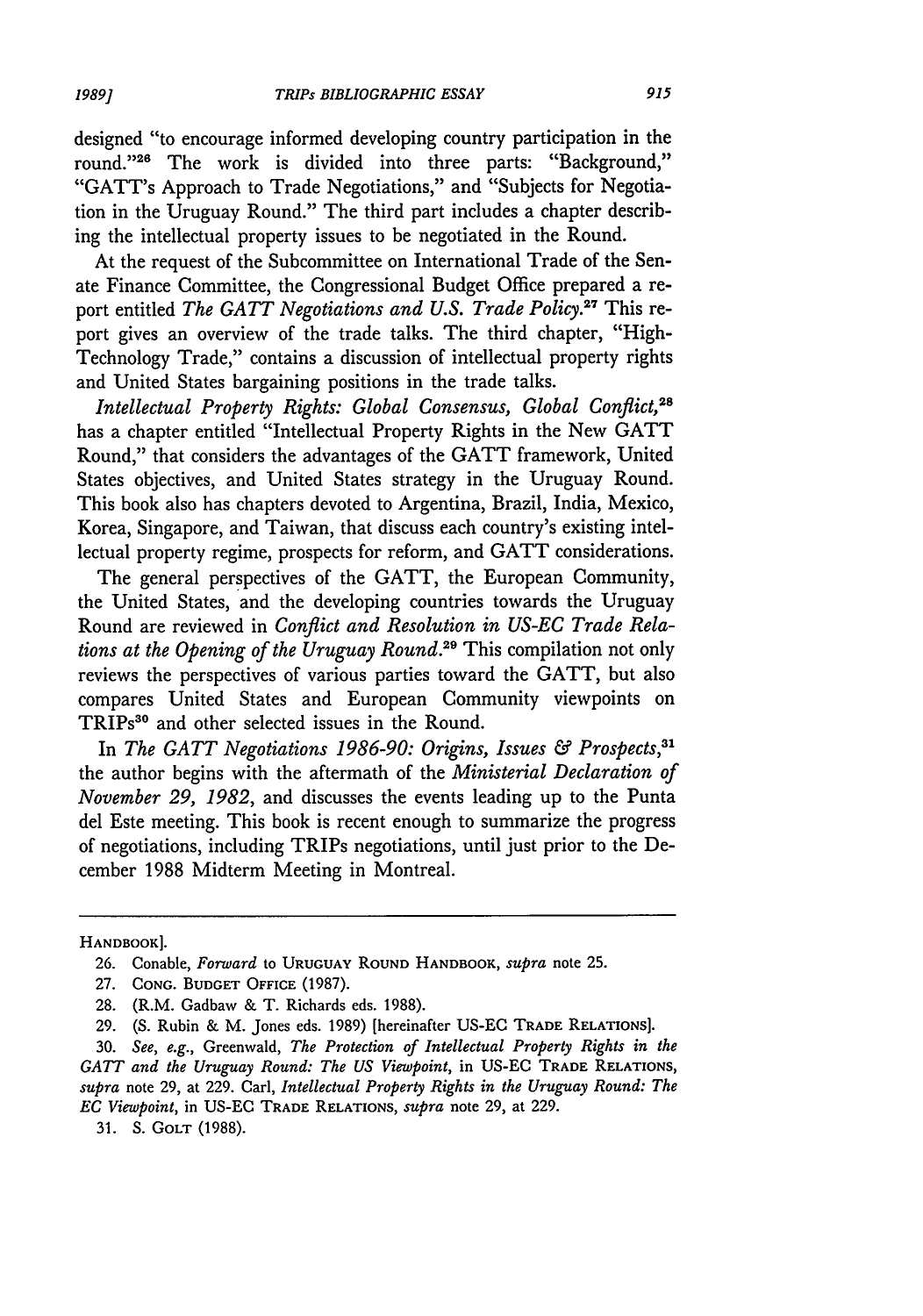designed "to encourage informed developing country participation in the round."[26] The work is divided into three parts: "Background," "GATT's Approach to Trade Negotiations," and "Subjects for Negotiation in the Uruguay Round." The third part includes a chapter describing the intellectual property issues to be negotiated in the Round.

At the request of the Subcommittee on International Trade of the Senate Finance Committee, the Congressional Budget Office prepared a report entitled *The GATT Negotiations and U.S. Trade Policy*.[27] This report gives an overview of the trade talks. The third chapter, "High-Technology Trade," contains a discussion of intellectual property rights and United States bargaining positions in the trade talks.

*Intellectual Property Rights: Global Consensus, Global Conflict*,[28] has a chapter entitled "Intellectual Property Rights in the New GATT Round," that considers the advantages of the GATT framework, United States objectives, and United States strategy in the Uruguay Round. This book also has chapters devoted to Argentina, Brazil, India, Mexico, Korea, Singapore, and Taiwan, that discuss each country's existing intellectual property regime, prospects for reform, and GATT considerations.

The general perspectives of the GATT, the European Community, the United States, and the developing countries towards the Uruguay Round are reviewed in *Conflict and Resolution in US-EC Trade Relations at the Opening of the Uruguay Round*.[29] This compilation not only reviews the perspectives of various parties toward the GATT, but also compares United States and European Community viewpoints on TRIPs[30] and other selected issues in the Round.

In *The GATT Negotiations 1986-90: Origins, Issues & Prospects*,[31] the author begins with the aftermath of the *Ministerial Declaration of November 29, 1982*, and discusses the events leading up to the Punta del Este meeting. This book is recent enough to summarize the progress of negotiations, including TRIPs negotiations, until just prior to the December 1988 Midterm Meeting in Montreal.

---

HANDBOOK].

26. Conable, *Forward* to URUGUAY ROUND HANDBOOK, *supra* note 25.

27. CONG. BUDGET OFFICE (1987).

28. (R.M. Gadbaw & T. Richards eds. 1988).

29. (S. Rubin & M. Jones eds. 1989) [hereinafter US-EC TRADE RELATIONS].

30. *See, e.g.*, Greenwald, *The Protection of Intellectual Property Rights in the GATT and the Uruguay Round: The US Viewpoint*, in US-EC TRADE RELATIONS, *supra* note 29, at 229. Carl, *Intellectual Property Rights in the Uruguay Round: The EC Viewpoint*, in US-EC TRADE RELATIONS, *supra* note 29, at 229.

31. S. GOLT (1988).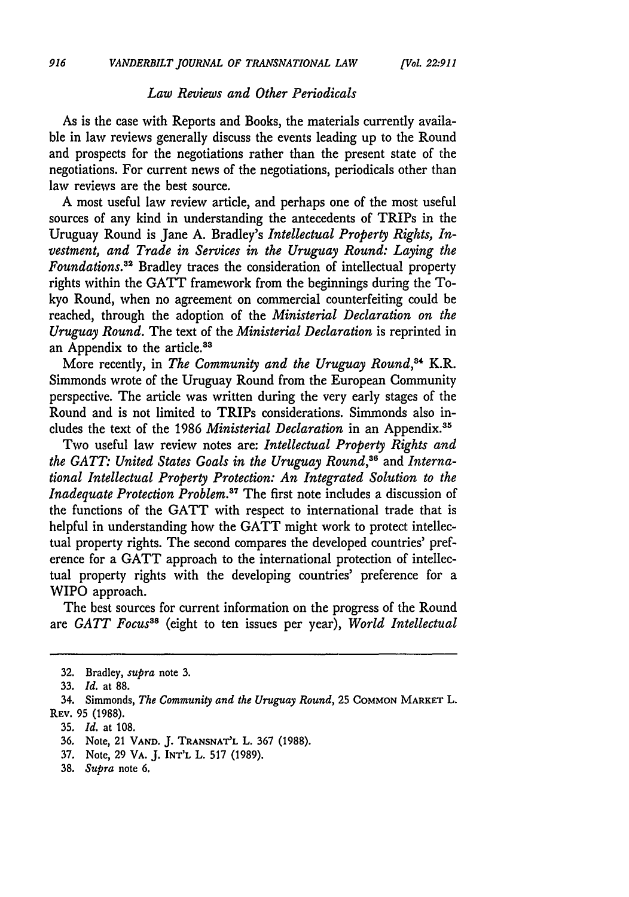### *Law Reviews and Other Periodicals*

As is the case with Reports and Books, the materials currently available in law reviews generally discuss the events leading up to the Round and prospects for the negotiations rather than the present state of the negotiations. For current news of the negotiations, periodicals other than law reviews are the best source.

A most useful law review article, and perhaps one of the most useful sources of any kind in understanding the antecedents of TRIPs in the Uruguay Round is Jane A. Bradley's *Intellectual Property Rights, Investment, and Trade in Services in the Uruguay Round: Laying the Foundations*.[32] Bradley traces the consideration of intellectual property rights within the GATT framework from the beginnings during the Tokyo Round, when no agreement on commercial counterfeiting could be reached, through the adoption of the *Ministerial Declaration on the Uruguay Round*. The text of the *Ministerial Declaration* is reprinted in an Appendix to the article.[33]

More recently, in *The Community and the Uruguay Round*,[34] K.R. Simmonds wrote of the Uruguay Round from the European Community perspective. The article was written during the very early stages of the Round and is not limited to TRIPs considerations. Simmonds also includes the text of the 1986 *Ministerial Declaration* in an Appendix.[35]

Two useful law review notes are: *Intellectual Property Rights and the GATT: United States Goals in the Uruguay Round*,[36] and *International Intellectual Property Protection: An Integrated Solution to the Inadequate Protection Problem*.[37] The first note includes a discussion of the functions of the GATT with respect to international trade that is helpful in understanding how the GATT might work to protect intellectual property rights. The second compares the developed countries' preference for a GATT approach to the international protection of intellectual property rights with the developing countries' preference for a WIPO approach.

The best sources for current information on the progress of the Round are *GATT Focus*[38] (eight to ten issues per year), *World Intellectual*

---

32. Bradley, *supra* note 3.

33. *Id.* at 88.

34. Simmonds, *The Community and the Uruguay Round*, 25 COMMON MARKET L. REV. 95 (1988).

35. *Id.* at 108.

36. Note, 21 VAND. J. TRANSNAT'L L. 367 (1988).

37. Note, 29 VA. J. INT'L L. 517 (1989).

38. *Supra* note 6.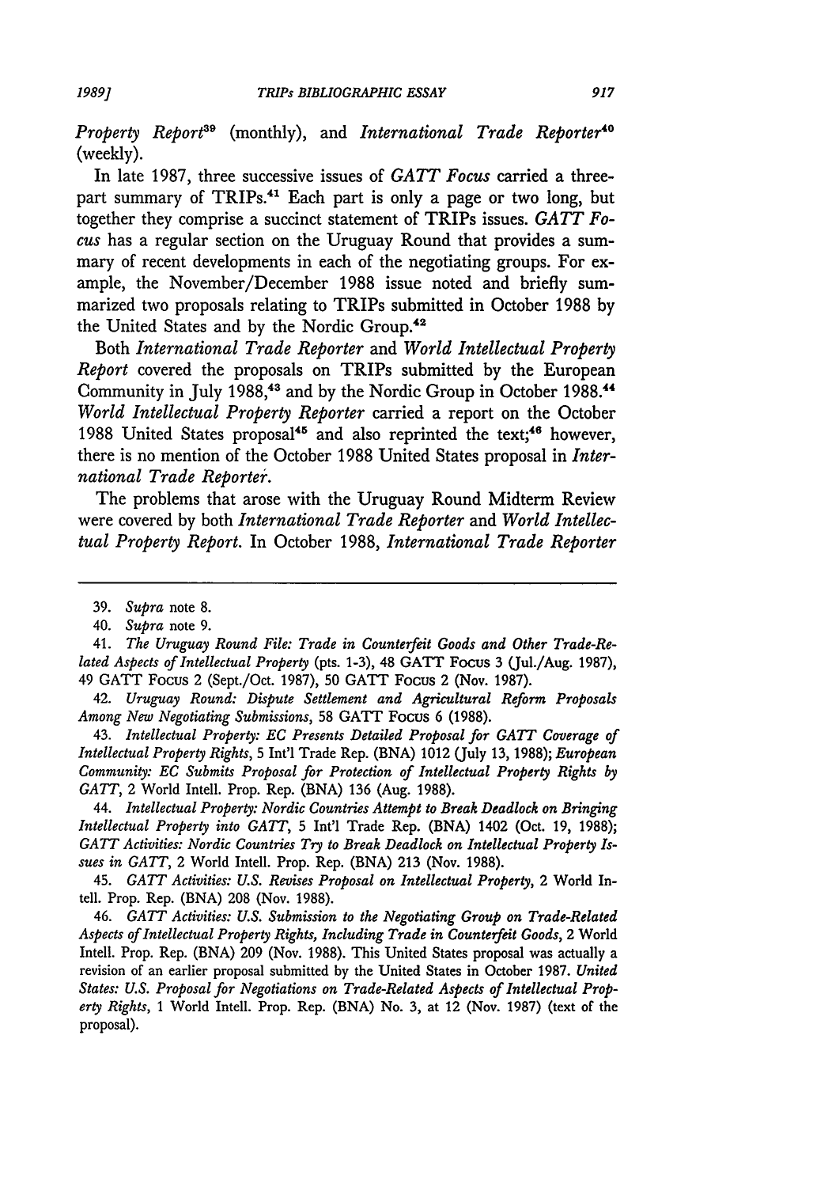*Property Report*[39] (monthly), and *International Trade Reporter*[40] (weekly).

In late 1987, three successive issues of *GATT Focus* carried a three-part summary of TRIPs.[41] Each part is only a page or two long, but together they comprise a succinct statement of TRIPs issues. *GATT Focus* has a regular section on the Uruguay Round that provides a summary of recent developments in each of the negotiating groups. For example, the November/December 1988 issue noted and briefly summarized two proposals relating to TRIPs submitted in October 1988 by the United States and by the Nordic Group.[42]

Both *International Trade Reporter* and *World Intellectual Property Report* covered the proposals on TRIPs submitted by the European Community in July 1988,[43] and by the Nordic Group in October 1988.[44] *World Intellectual Property Reporter* carried a report on the October 1988 United States proposal[45] and also reprinted the text;[46] however, there is no mention of the October 1988 United States proposal in *International Trade Reporter*.

The problems that arose with the Uruguay Round Midterm Review were covered by both *International Trade Reporter* and *World Intellectual Property Report*. In October 1988, *International Trade Reporter*

---

39. *Supra* note 8.

40. *Supra* note 9.

41. *The Uruguay Round File: Trade in Counterfeit Goods and Other Trade-Related Aspects of Intellectual Property* (pts. 1-3), 48 GATT Focus 3 (Jul./Aug. 1987), 49 GATT Focus 2 (Sept./Oct. 1987), 50 GATT Focus 2 (Nov. 1987).

42. *Uruguay Round: Dispute Settlement and Agricultural Reform Proposals Among New Negotiating Submissions*, 58 GATT Focus 6 (1988).

43. *Intellectual Property: EC Presents Detailed Proposal for GATT Coverage of Intellectual Property Rights*, 5 Int'l Trade Rep. (BNA) 1012 (July 13, 1988); *European Community: EC Submits Proposal for Protection of Intellectual Property Rights by GATT*, 2 World Intell. Prop. Rep. (BNA) 136 (Aug. 1988).

44. *Intellectual Property: Nordic Countries Attempt to Break Deadlock on Bringing Intellectual Property into GATT*, 5 Int'l Trade Rep. (BNA) 1402 (Oct. 19, 1988); *GATT Activities: Nordic Countries Try to Break Deadlock on Intellectual Property Issues in GATT*, 2 World Intell. Prop. Rep. (BNA) 213 (Nov. 1988).

45. *GATT Activities: U.S. Revises Proposal on Intellectual Property*, 2 World Intell. Prop. Rep. (BNA) 208 (Nov. 1988).

46. *GATT Activities: U.S. Submission to the Negotiating Group on Trade-Related Aspects of Intellectual Property Rights, Including Trade in Counterfeit Goods*, 2 World Intell. Prop. Rep. (BNA) 209 (Nov. 1988). This United States proposal was actually a revision of an earlier proposal submitted by the United States in October 1987. *United States: U.S. Proposal for Negotiations on Trade-Related Aspects of Intellectual Property Rights*, 1 World Intell. Prop. Rep. (BNA) No. 3, at 12 (Nov. 1987) (text of the proposal).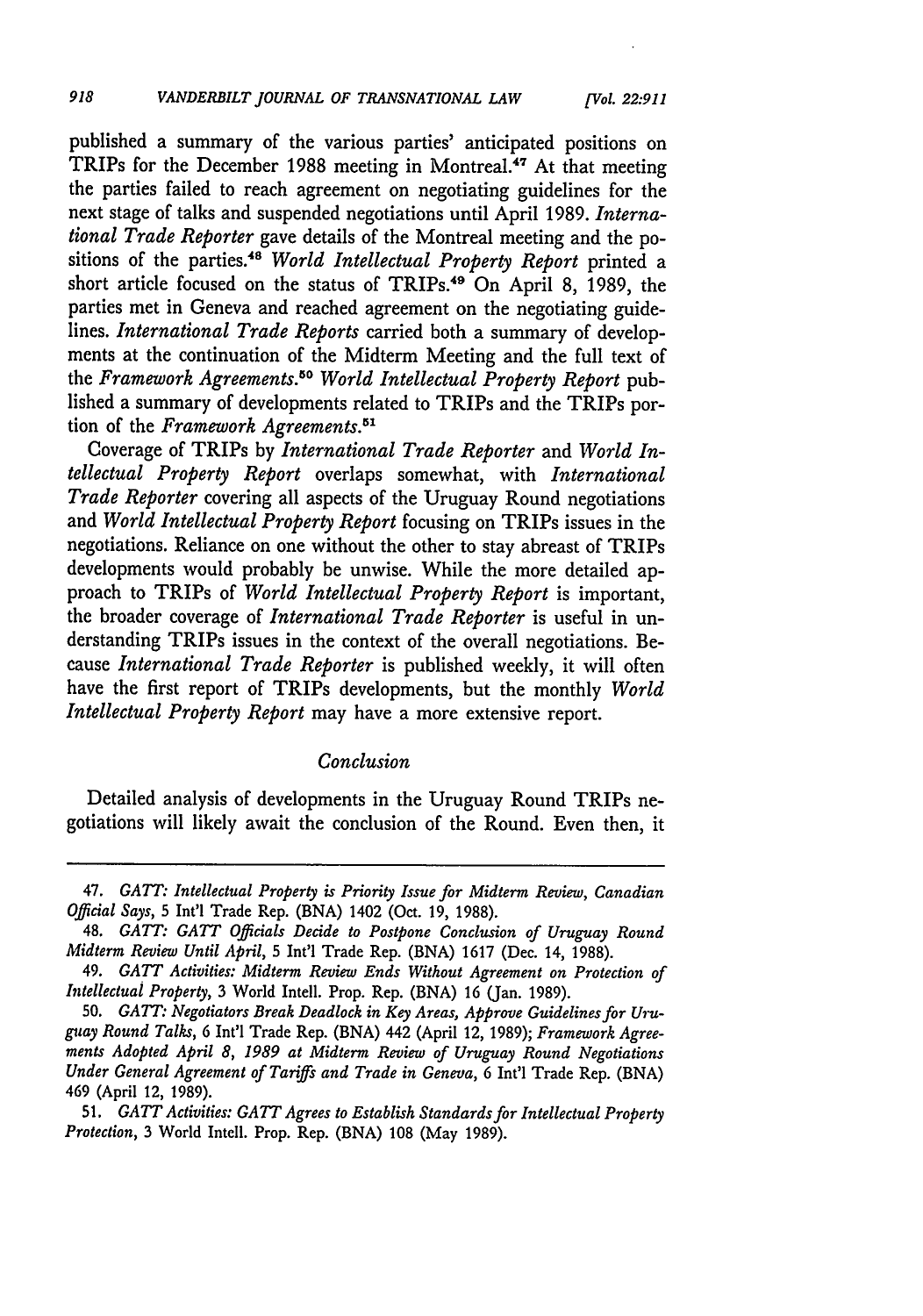published a summary of the various parties' anticipated positions on TRIPs for the December 1988 meeting in Montreal.[47] At that meeting the parties failed to reach agreement on negotiating guidelines for the next stage of talks and suspended negotiations until April 1989. *International Trade Reporter* gave details of the Montreal meeting and the positions of the parties.[48] *World Intellectual Property Report* printed a short article focused on the status of TRIPs.[49] On April 8, 1989, the parties met in Geneva and reached agreement on the negotiating guidelines. *International Trade Reports* carried both a summary of developments at the continuation of the Midterm Meeting and the full text of the *Framework Agreements*.[50] *World Intellectual Property Report* published a summary of developments related to TRIPs and the TRIPs portion of the *Framework Agreements*.[51]

Coverage of TRIPs by *International Trade Reporter* and *World Intellectual Property Report* overlaps somewhat, with *International Trade Reporter* covering all aspects of the Uruguay Round negotiations and *World Intellectual Property Report* focusing on TRIPs issues in the negotiations. Reliance on one without the other to stay abreast of TRIPs developments would probably be unwise. While the more detailed approach to TRIPs of *World Intellectual Property Report* is important, the broader coverage of *International Trade Reporter* is useful in understanding TRIPs issues in the context of the overall negotiations. Because *International Trade Reporter* is published weekly, it will often have the first report of TRIPs developments, but the monthly *World Intellectual Property Report* may have a more extensive report.

## *Conclusion*

Detailed analysis of developments in the Uruguay Round TRIPs negotiations will likely await the conclusion of the Round. Even then, it

---

47. *GATT: Intellectual Property is Priority Issue for Midterm Review, Canadian Official Says*, 5 Int'l Trade Rep. (BNA) 1402 (Oct. 19, 1988).

48. *GATT: GATT Officials Decide to Postpone Conclusion of Uruguay Round Midterm Review Until April*, 5 Int'l Trade Rep. (BNA) 1617 (Dec. 14, 1988).

49. *GATT Activities: Midterm Review Ends Without Agreement on Protection of Intellectual Property*, 3 World Intell. Prop. Rep. (BNA) 16 (Jan. 1989).

50. *GATT: Negotiators Break Deadlock in Key Areas, Approve Guidelines for Uruguay Round Talks*, 6 Int'l Trade Rep. (BNA) 442 (April 12, 1989); *Framework Agreements Adopted April 8, 1989 at Midterm Review of Uruguay Round Negotiations Under General Agreement of Tariffs and Trade in Geneva*, 6 Int'l Trade Rep. (BNA) 469 (April 12, 1989).

51. *GATT Activities: GATT Agrees to Establish Standards for Intellectual Property Protection*, 3 World Intell. Prop. Rep. (BNA) 108 (May 1989).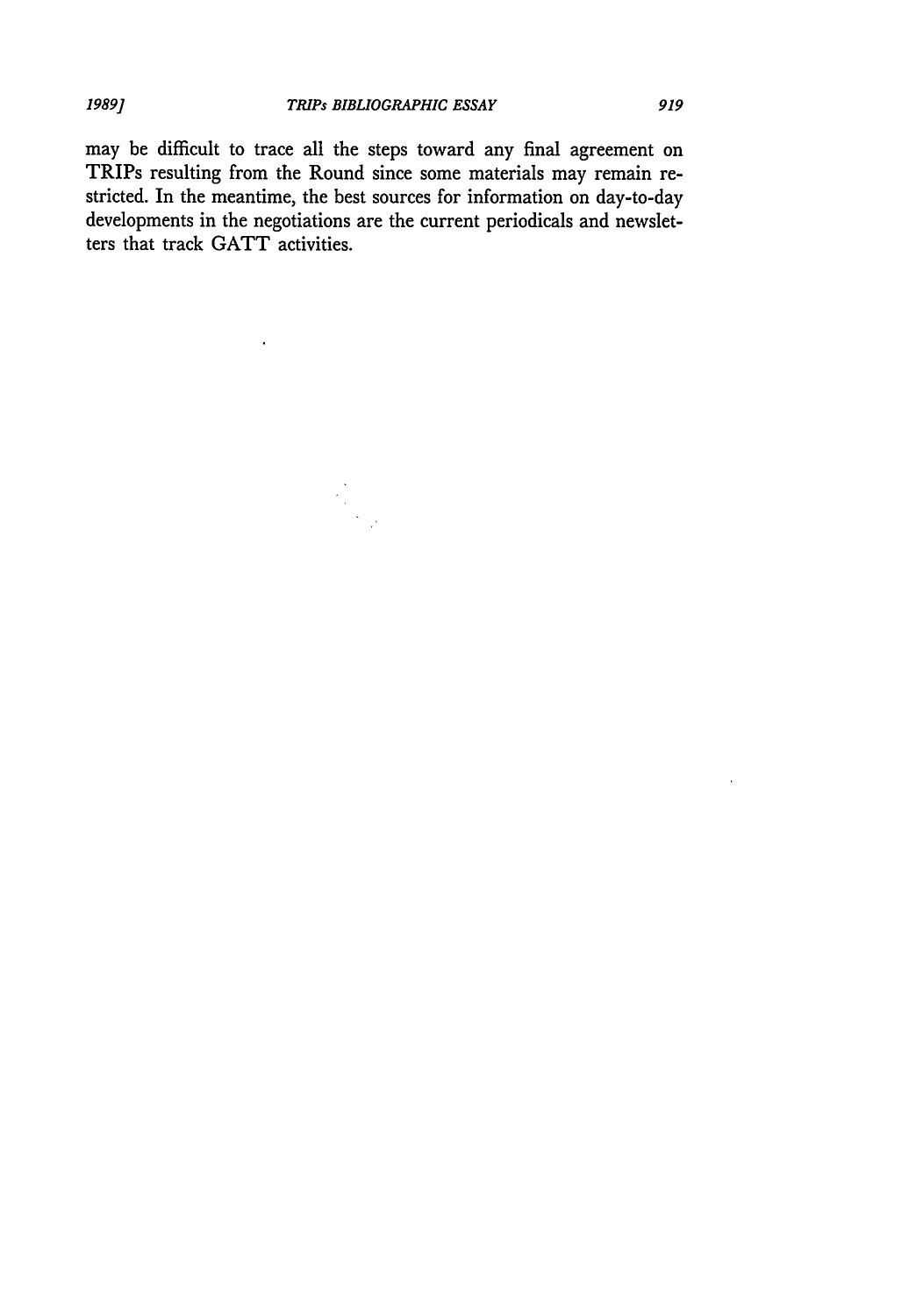may be difficult to trace all the steps toward any final agreement on TRIPs resulting from the Round since some materials may remain restricted. In the meantime, the best sources for information on day-to-day developments in the negotiations are the current periodicals and newsletters that track GATT activities.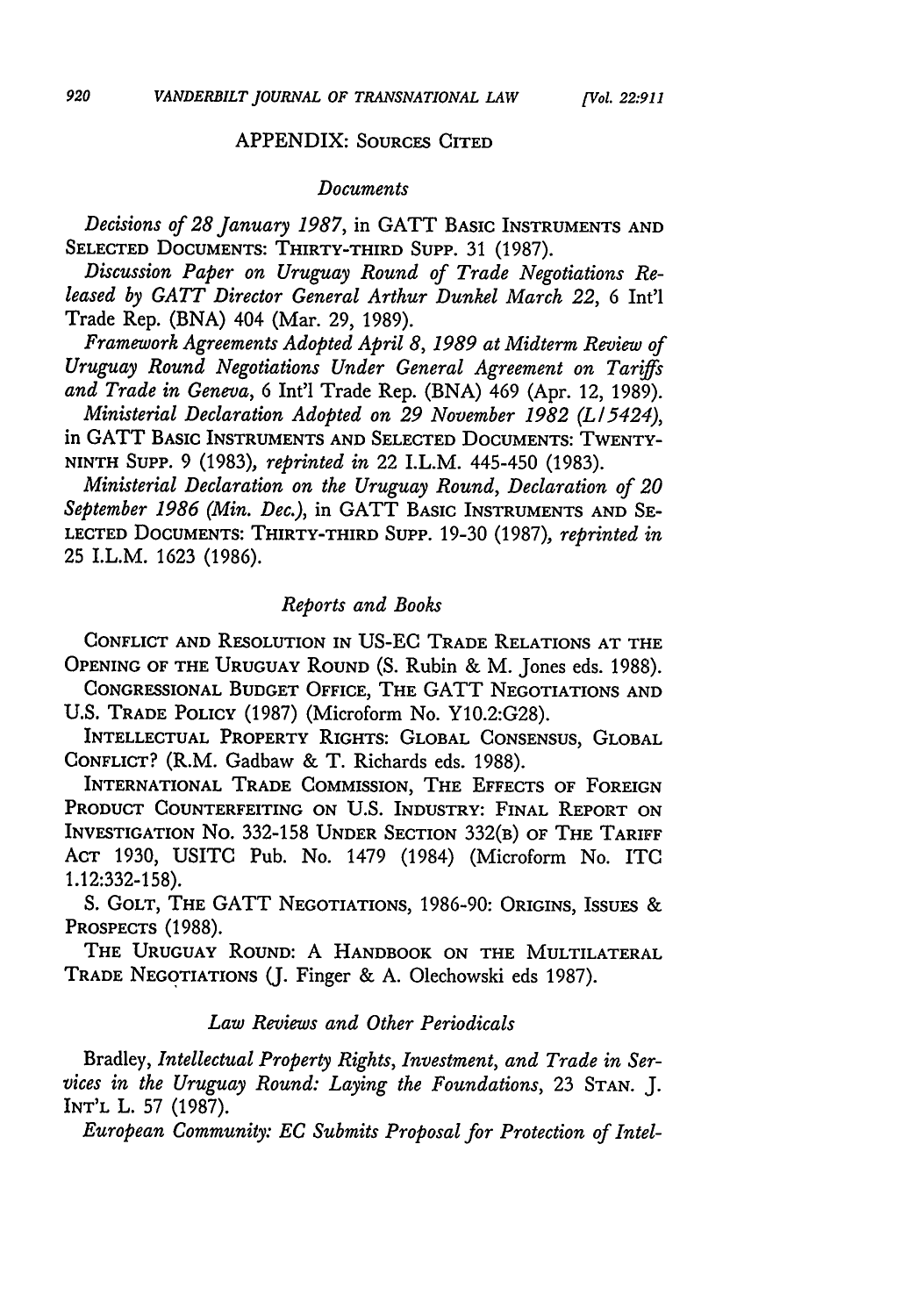## APPENDIX: SOURCES CITED

### *Documents*

*Decisions of 28 January 1987*, in GATT BASIC INSTRUMENTS AND SELECTED DOCUMENTS: THIRTY-THIRD SUPP. 31 (1987).

*Discussion Paper on Uruguay Round of Trade Negotiations Released by GATT Director General Arthur Dunkel March 22*, 6 Int'l Trade Rep. (BNA) 404 (Mar. 29, 1989).

*Framework Agreements Adopted April 8, 1989 at Midterm Review of Uruguay Round Negotiations Under General Agreement on Tariffs and Trade in Geneva*, 6 Int'l Trade Rep. (BNA) 469 (Apr. 12, 1989).

*Ministerial Declaration Adopted on 29 November 1982 (L/5424)*, in GATT BASIC INSTRUMENTS AND SELECTED DOCUMENTS: TWENTY-NINTH SUPP. 9 (1983), *reprinted in* 22 I.L.M. 445-450 (1983).

*Ministerial Declaration on the Uruguay Round, Declaration of 20 September 1986 (Min. Dec.)*, in GATT BASIC INSTRUMENTS AND SELECTED DOCUMENTS: THIRTY-THIRD SUPP. 19-30 (1987), *reprinted in* 25 I.L.M. 1623 (1986).

### *Reports and Books*

CONFLICT AND RESOLUTION IN US-EC TRADE RELATIONS AT THE OPENING OF THE URUGUAY ROUND (S. Rubin & M. Jones eds. 1988).

CONGRESSIONAL BUDGET OFFICE, THE GATT NEGOTIATIONS AND U.S. TRADE POLICY (1987) (Microform No. Y10.2:G28).

INTELLECTUAL PROPERTY RIGHTS: GLOBAL CONSENSUS, GLOBAL CONFLICT? (R.M. Gadbaw & T. Richards eds. 1988).

INTERNATIONAL TRADE COMMISSION, THE EFFECTS OF FOREIGN PRODUCT COUNTERFEITING ON U.S. INDUSTRY: FINAL REPORT ON INVESTIGATION NO. 332-158 UNDER SECTION 332(B) OF THE TARIFF ACT 1930, USITC Pub. No. 1479 (1984) (Microform No. ITC 1.12:332-158).

S. GOLT, THE GATT NEGOTIATIONS, 1986-90: ORIGINS, ISSUES & PROSPECTS (1988).

THE URUGUAY ROUND: A HANDBOOK ON THE MULTILATERAL TRADE NEGOTIATIONS (J. Finger & A. Olechowski eds 1987).

### *Law Reviews and Other Periodicals*

Bradley, *Intellectual Property Rights, Investment, and Trade in Services in the Uruguay Round: Laying the Foundations*, 23 STAN. J. INT'L L. 57 (1987).

*European Community: EC Submits Proposal for Protection of Intel-*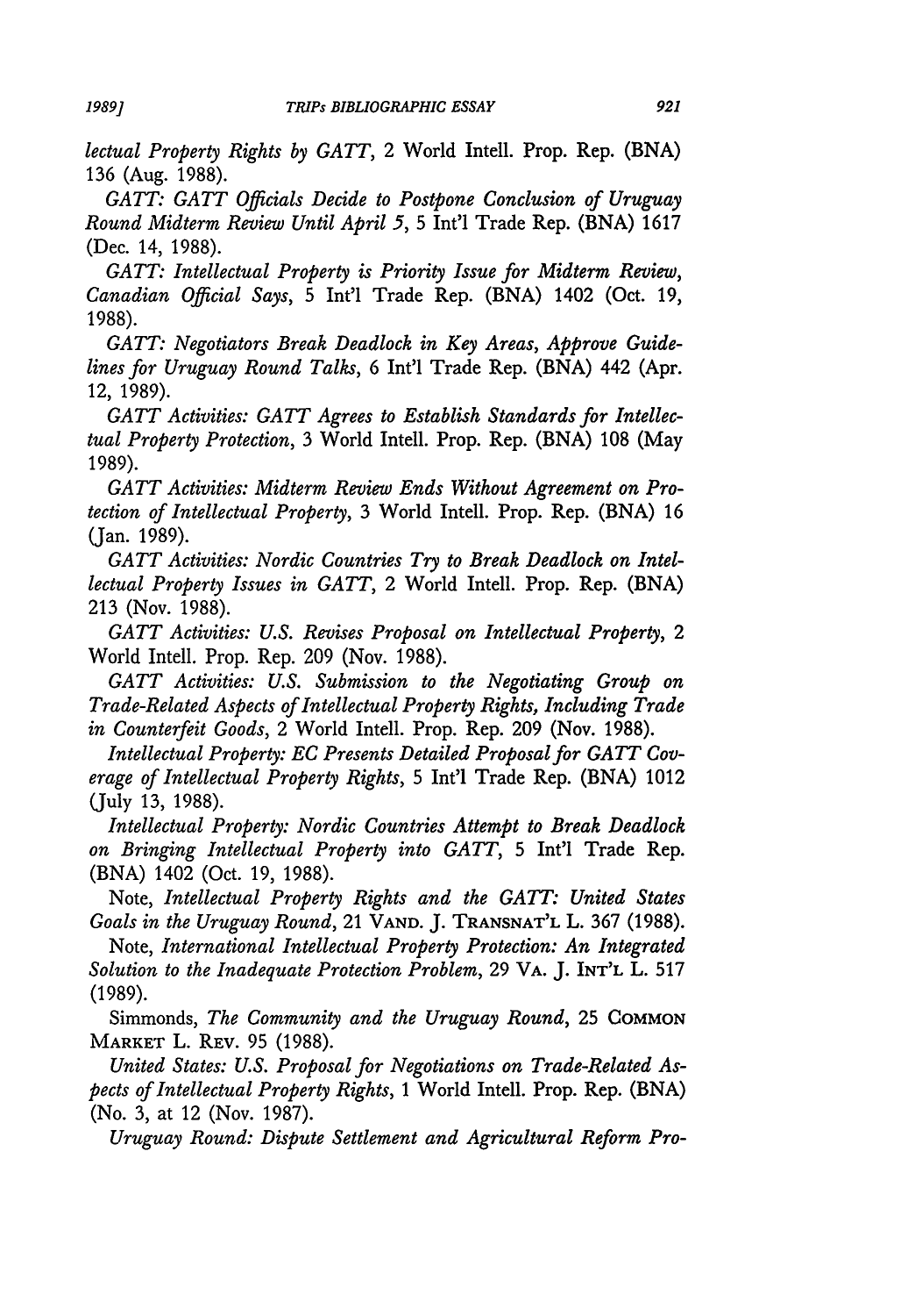*lectual Property Rights by GATT*, 2 World Intell. Prop. Rep. (BNA) 136 (Aug. 1988).

*GATT: GATT Officials Decide to Postpone Conclusion of Uruguay Round Midterm Review Until April 5*, 5 Int'l Trade Rep. (BNA) 1617 (Dec. 14, 1988).

*GATT: Intellectual Property is Priority Issue for Midterm Review, Canadian Official Says*, 5 Int'l Trade Rep. (BNA) 1402 (Oct. 19, 1988).

*GATT: Negotiators Break Deadlock in Key Areas, Approve Guidelines for Uruguay Round Talks*, 6 Int'l Trade Rep. (BNA) 442 (Apr. 12, 1989).

*GATT Activities: GATT Agrees to Establish Standards for Intellectual Property Protection*, 3 World Intell. Prop. Rep. (BNA) 108 (May 1989).

*GATT Activities: Midterm Review Ends Without Agreement on Protection of Intellectual Property*, 3 World Intell. Prop. Rep. (BNA) 16 (Jan. 1989).

*GATT Activities: Nordic Countries Try to Break Deadlock on Intellectual Property Issues in GATT*, 2 World Intell. Prop. Rep. (BNA) 213 (Nov. 1988).

*GATT Activities: U.S. Revises Proposal on Intellectual Property*, 2 World Intell. Prop. Rep. 209 (Nov. 1988).

*GATT Activities: U.S. Submission to the Negotiating Group on Trade-Related Aspects of Intellectual Property Rights, Including Trade in Counterfeit Goods*, 2 World Intell. Prop. Rep. 209 (Nov. 1988).

*Intellectual Property: EC Presents Detailed Proposal for GATT Coverage of Intellectual Property Rights*, 5 Int'l Trade Rep. (BNA) 1012 (July 13, 1988).

*Intellectual Property: Nordic Countries Attempt to Break Deadlock on Bringing Intellectual Property into GATT*, 5 Int'l Trade Rep. (BNA) 1402 (Oct. 19, 1988).

Note, *Intellectual Property Rights and the GATT: United States Goals in the Uruguay Round*, 21 VAND. J. TRANSNAT'L L. 367 (1988).

Note, *International Intellectual Property Protection: An Integrated Solution to the Inadequate Protection Problem*, 29 VA. J. INT'L L. 517 (1989).

Simmonds, *The Community and the Uruguay Round*, 25 COMMON MARKET L. REV. 95 (1988).

*United States: U.S. Proposal for Negotiations on Trade-Related Aspects of Intellectual Property Rights*, 1 World Intell. Prop. Rep. (BNA) (No. 3, at 12 (Nov. 1987).

*Uruguay Round: Dispute Settlement and Agricultural Reform Pro-*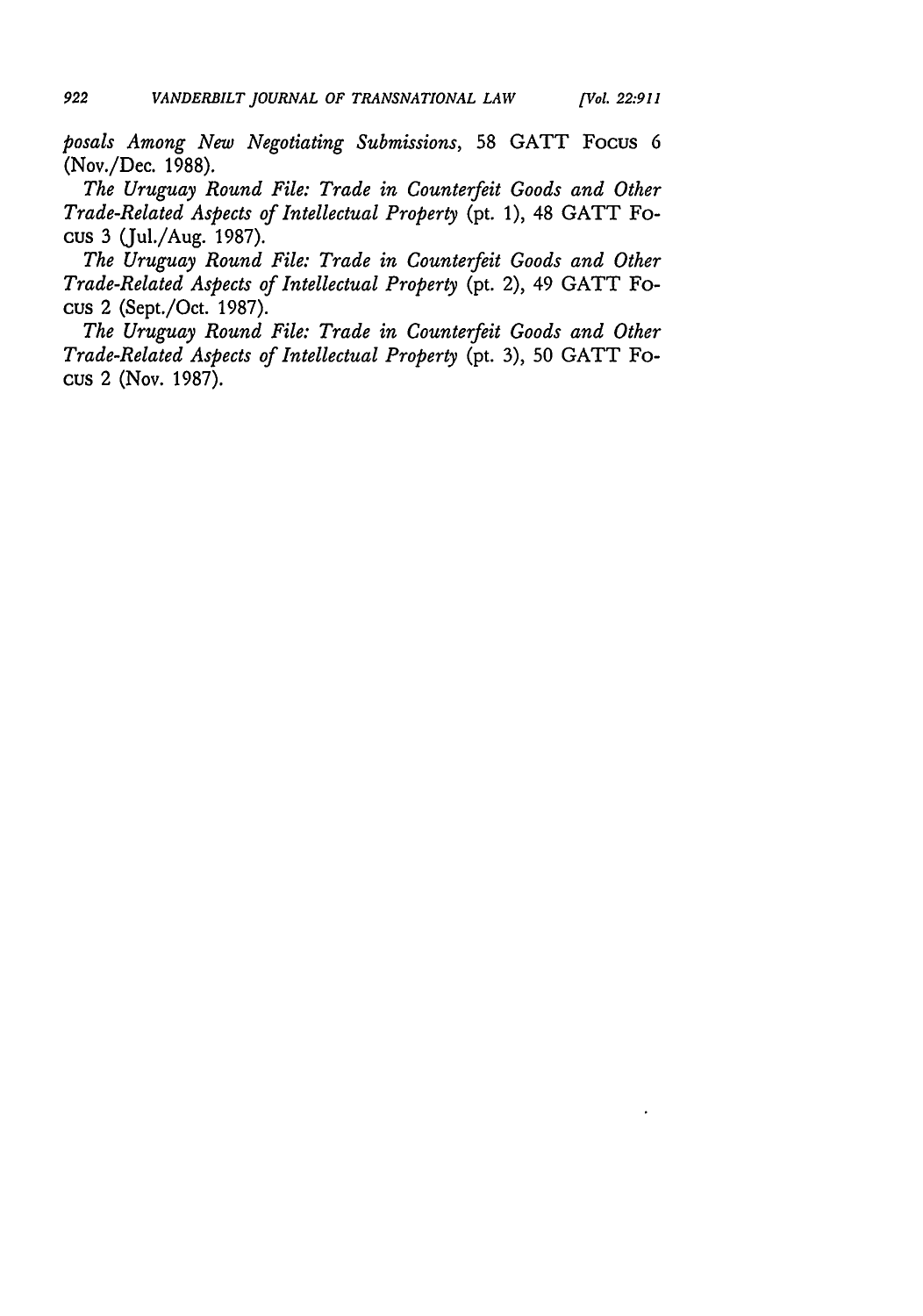*posals Among New Negotiating Submissions*, 58 GATT FOCUS 6 (Nov./Dec. 1988).

*The Uruguay Round File: Trade in Counterfeit Goods and Other Trade-Related Aspects of Intellectual Property* (pt. 1), 48 GATT FOCUS 3 (Jul./Aug. 1987).

*The Uruguay Round File: Trade in Counterfeit Goods and Other Trade-Related Aspects of Intellectual Property* (pt. 2), 49 GATT FOCUS 2 (Sept./Oct. 1987).

*The Uruguay Round File: Trade in Counterfeit Goods and Other Trade-Related Aspects of Intellectual Property* (pt. 3), 50 GATT FOCUS 2 (Nov. 1987).